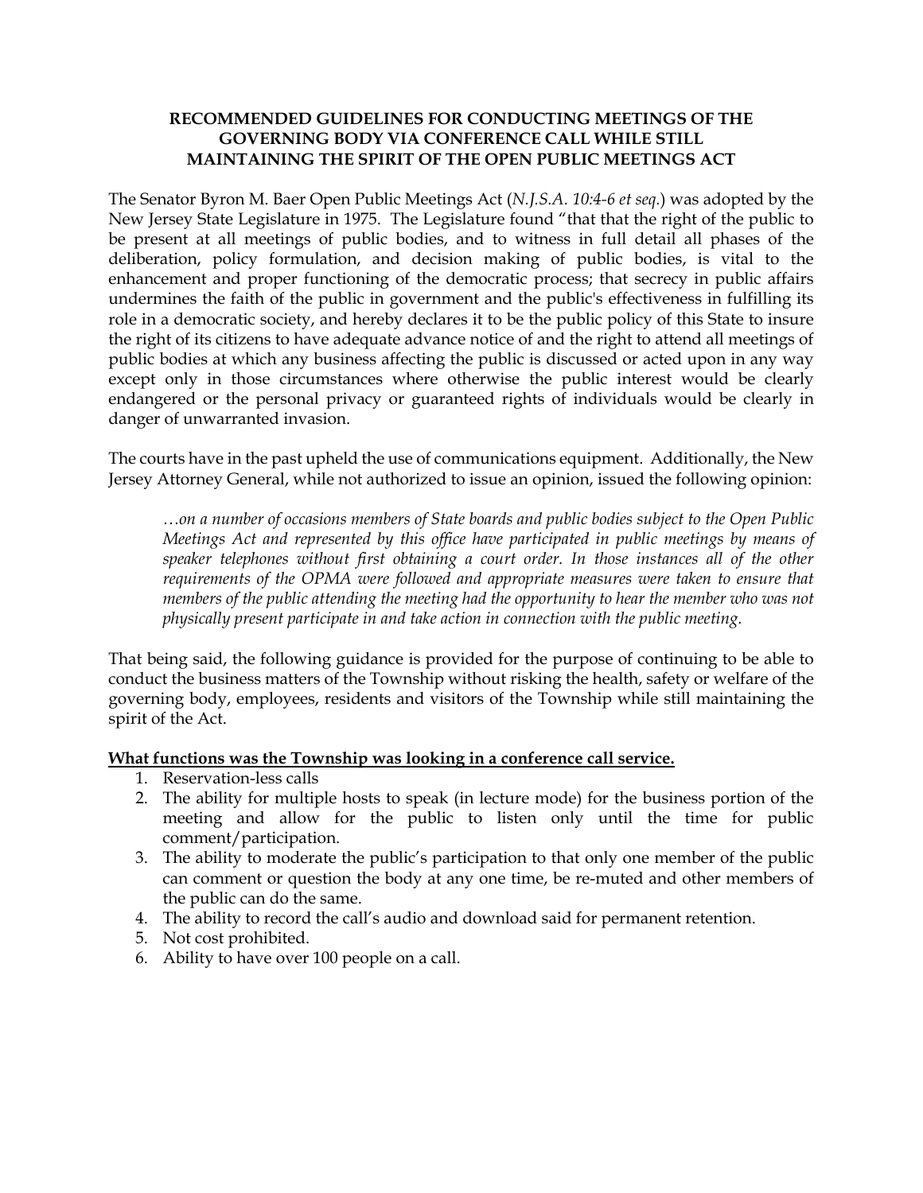**RECOMMENDED GUIDELINES FOR CONDUCTING MEETINGS OF THE GOVERNING BODY VIA CONFERENCE CALL WHILE STILL MAINTAINING THE SPIRIT OF THE OPEN PUBLIC MEETINGS ACT**

The Senator Byron M. Baer Open Public Meetings Act (*N.J.S.A. 10:4-6 et seq.*) was adopted by the New Jersey State Legislature in 1975. The Legislature found "that that the right of the public to be present at all meetings of public bodies, and to witness in full detail all phases of the deliberation, policy formulation, and decision making of public bodies, is vital to the enhancement and proper functioning of the democratic process; that secrecy in public affairs undermines the faith of the public in government and the public's effectiveness in fulfilling its role in a democratic society, and hereby declares it to be the public policy of this State to insure the right of its citizens to have adequate advance notice of and the right to attend all meetings of public bodies at which any business affecting the public is discussed or acted upon in any way except only in those circumstances where otherwise the public interest would be clearly endangered or the personal privacy or guaranteed rights of individuals would be clearly in danger of unwarranted invasion.

The courts have in the past upheld the use of communications equipment. Additionally, the New Jersey Attorney General, while not authorized to issue an opinion, issued the following opinion:

> *…on a number of occasions members of State boards and public bodies subject to the Open Public Meetings Act and represented by this office have participated in public meetings by means of speaker telephones without first obtaining a court order. In those instances all of the other requirements of the OPMA were followed and appropriate measures were taken to ensure that members of the public attending the meeting had the opportunity to hear the member who was not physically present participate in and take action in connection with the public meeting.*

That being said, the following guidance is provided for the purpose of continuing to be able to conduct the business matters of the Township without risking the health, safety or welfare of the governing body, employees, residents and visitors of the Township while still maintaining the spirit of the Act.

**<u>What functions was the Township was looking in a conference call service.</u>**

1. Reservation-less calls
2. The ability for multiple hosts to speak (in lecture mode) for the business portion of the meeting and allow for the public to listen only until the time for public comment/participation.
3. The ability to moderate the public's participation to that only one member of the public can comment or question the body at any one time, be re-muted and other members of the public can do the same.
4. The ability to record the call's audio and download said for permanent retention.
5. Not cost prohibited.
6. Ability to have over 100 people on a call.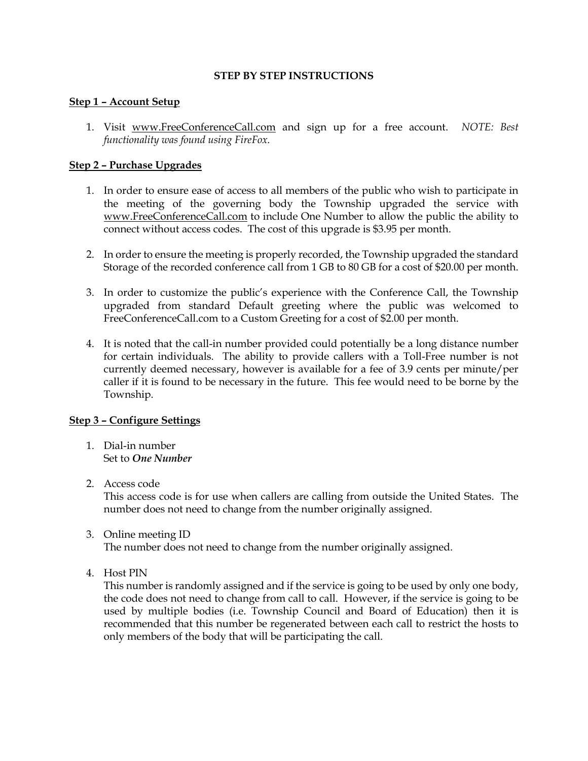**STEP BY STEP INSTRUCTIONS**

**Step 1 – Account Setup**

1. Visit www.FreeConferenceCall.com and sign up for a free account. *NOTE: Best functionality was found using FireFox.*

**Step 2 – Purchase Upgrades**

1. In order to ensure ease of access to all members of the public who wish to participate in the meeting of the governing body the Township upgraded the service with www.FreeConferenceCall.com to include One Number to allow the public the ability to connect without access codes. The cost of this upgrade is $3.95 per month.

2. In order to ensure the meeting is properly recorded, the Township upgraded the standard Storage of the recorded conference call from 1 GB to 80 GB for a cost of $20.00 per month.

3. In order to customize the public's experience with the Conference Call, the Township upgraded from standard Default greeting where the public was welcomed to FreeConferenceCall.com to a Custom Greeting for a cost of $2.00 per month.

4. It is noted that the call-in number provided could potentially be a long distance number for certain individuals. The ability to provide callers with a Toll-Free number is not currently deemed necessary, however is available for a fee of 3.9 cents per minute/per caller if it is found to be necessary in the future. This fee would need to be borne by the Township.

**Step 3 – Configure Settings**

1. Dial-in number
   Set to ***One Number***

2. Access code
   This access code is for use when callers are calling from outside the United States. The number does not need to change from the number originally assigned.

3. Online meeting ID
   The number does not need to change from the number originally assigned.

4. Host PIN
   This number is randomly assigned and if the service is going to be used by only one body, the code does not need to change from call to call. However, if the service is going to be used by multiple bodies (i.e. Township Council and Board of Education) then it is recommended that this number be regenerated between each call to restrict the hosts to only members of the body that will be participating the call.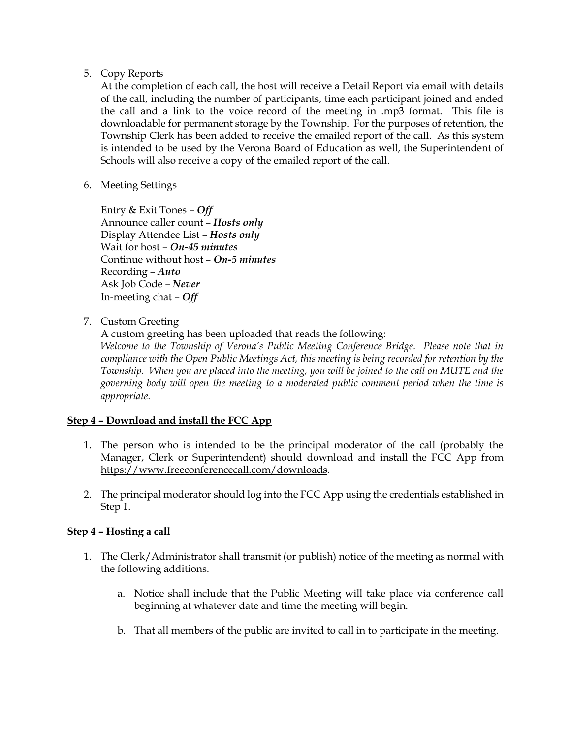5. Copy Reports
   At the completion of each call, the host will receive a Detail Report via email with details of the call, including the number of participants, time each participant joined and ended the call and a link to the voice record of the meeting in .mp3 format. This file is downloadable for permanent storage by the Township. For the purposes of retention, the Township Clerk has been added to receive the emailed report of the call. As this system is intended to be used by the Verona Board of Education as well, the Superintendent of Schools will also receive a copy of the emailed report of the call.

6. Meeting Settings

   Entry & Exit Tones – ***Off***
   Announce caller count – ***Hosts only***
   Display Attendee List – ***Hosts only***
   Wait for host – ***On-45 minutes***
   Continue without host – ***On-5 minutes***
   Recording – ***Auto***
   Ask Job Code – ***Never***
   In-meeting chat – ***Off***

7. Custom Greeting
   A custom greeting has been uploaded that reads the following:
   *Welcome to the Township of Verona's Public Meeting Conference Bridge. Please note that in compliance with the Open Public Meetings Act, this meeting is being recorded for retention by the Township. When you are placed into the meeting, you will be joined to the call on MUTE and the governing body will open the meeting to a moderated public comment period when the time is appropriate.*

**<u>Step 4 – Download and install the FCC App</u>**

1. The person who is intended to be the principal moderator of the call (probably the Manager, Clerk or Superintendent) should download and install the FCC App from https://www.freeconferencecall.com/downloads.

2. The principal moderator should log into the FCC App using the credentials established in Step 1.

**<u>Step 4 – Hosting a call</u>**

1. The Clerk/Administrator shall transmit (or publish) notice of the meeting as normal with the following additions.

   a. Notice shall include that the Public Meeting will take place via conference call beginning at whatever date and time the meeting will begin.

   b. That all members of the public are invited to call in to participate in the meeting.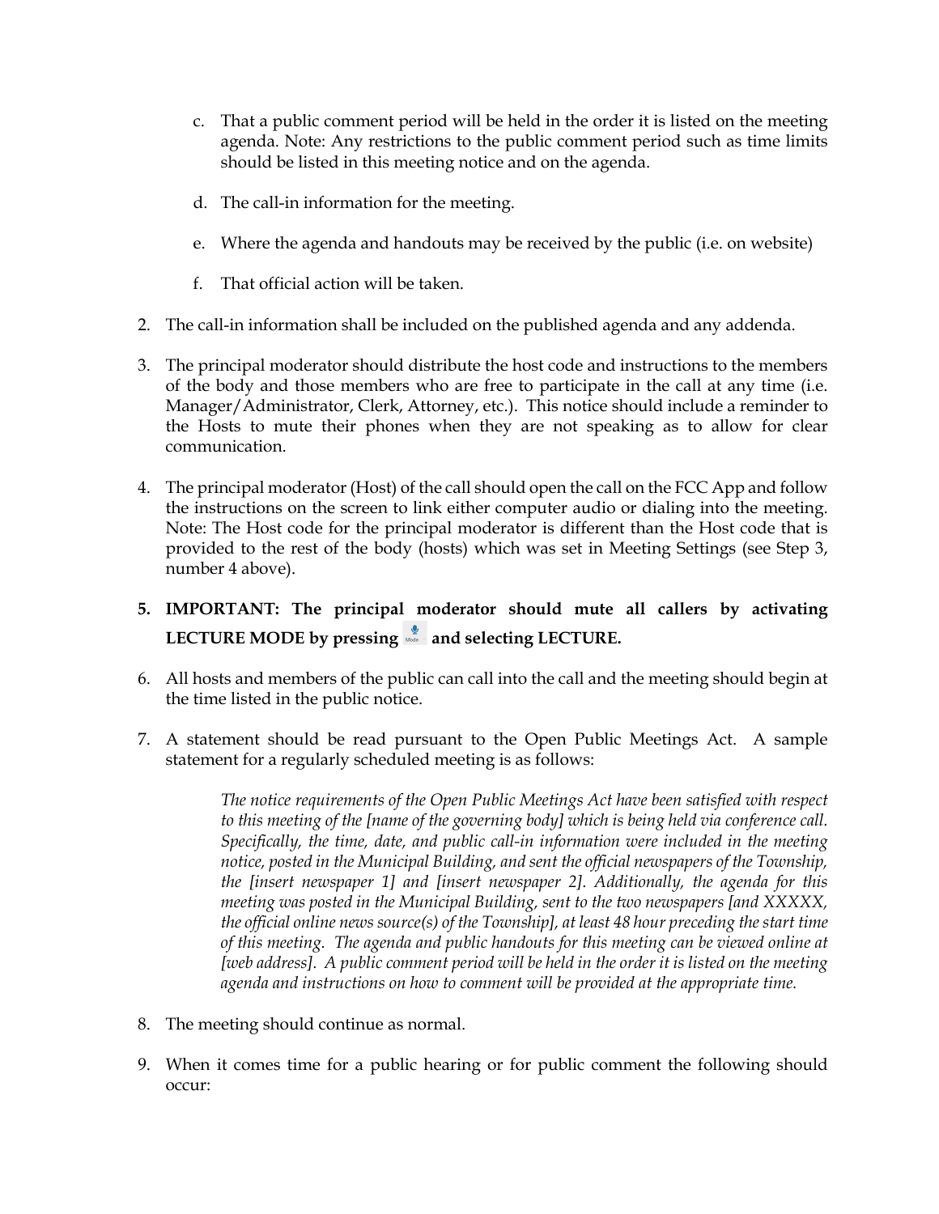c. That a public comment period will be held in the order it is listed on the meeting agenda. Note: Any restrictions to the public comment period such as time limits should be listed in this meeting notice and on the agenda.

d. The call-in information for the meeting.

e. Where the agenda and handouts may be received by the public (i.e. on website)

f. That official action will be taken.

2. The call-in information shall be included on the published agenda and any addenda.

3. The principal moderator should distribute the host code and instructions to the members of the body and those members who are free to participate in the call at any time (i.e. Manager/Administrator, Clerk, Attorney, etc.). This notice should include a reminder to the Hosts to mute their phones when they are not speaking as to allow for clear communication.

4. The principal moderator (Host) of the call should open the call on the FCC App and follow the instructions on the screen to link either computer audio or dialing into the meeting. Note: The Host code for the principal moderator is different than the Host code that is provided to the rest of the body (hosts) which was set in Meeting Settings (see Step 3, number 4 above).

5. **IMPORTANT: The principal moderator should mute all callers by activating LECTURE MODE by pressing Mode and selecting LECTURE.**

6. All hosts and members of the public can call into the call and the meeting should begin at the time listed in the public notice.

7. A statement should be read pursuant to the Open Public Meetings Act. A sample statement for a regularly scheduled meeting is as follows:

> *The notice requirements of the Open Public Meetings Act have been satisfied with respect to this meeting of the [name of the governing body] which is being held via conference call. Specifically, the time, date, and public call-in information were included in the meeting notice, posted in the Municipal Building, and sent the official newspapers of the Township, the [insert newspaper 1] and [insert newspaper 2]. Additionally, the agenda for this meeting was posted in the Municipal Building, sent to the two newspapers [and XXXXX, the official online news source(s) of the Township], at least 48 hour preceding the start time of this meeting. The agenda and public handouts for this meeting can be viewed online at [web address]. A public comment period will be held in the order it is listed on the meeting agenda and instructions on how to comment will be provided at the appropriate time.*

8. The meeting should continue as normal.

9. When it comes time for a public hearing or for public comment the following should occur: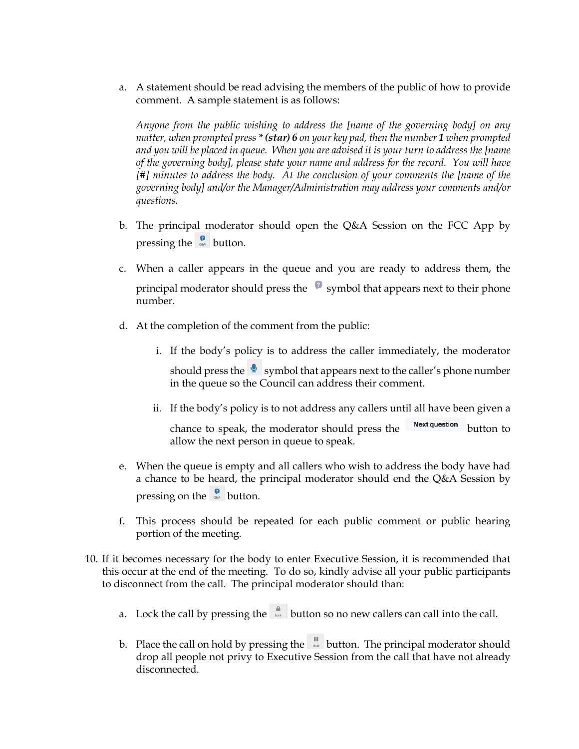a. A statement should be read advising the members of the public of how to provide comment. A sample statement is as follows:

   *Anyone from the public wishing to address the [name of the governing body] on any matter, when prompted press* ***\* (star) 6*** *on your key pad, then the number* ***1*** *when prompted and you will be placed in queue. When you are advised it is your turn to address the [name of the governing body], please state your name and address for the record. You will have [#] minutes to address the body. At the conclusion of your comments the [name of the governing body] and/or the Manager/Administration may address your comments and/or questions.*

b. The principal moderator should open the Q&A Session on the FCC App by pressing the Q&A button.

c. When a caller appears in the queue and you are ready to address them, the principal moderator should press the ? symbol that appears next to their phone number.

d. At the completion of the comment from the public:

   i. If the body's policy is to address the caller immediately, the moderator should press the microphone symbol that appears next to the caller's phone number in the queue so the Council can address their comment.

   ii. If the body's policy is to not address any callers until all have been given a chance to speak, the moderator should press the Next question button to allow the next person in queue to speak.

e. When the queue is empty and all callers who wish to address the body have had a chance to be heard, the principal moderator should end the Q&A Session by pressing on the Q&A button.

f. This process should be repeated for each public comment or public hearing portion of the meeting.

10. If it becomes necessary for the body to enter Executive Session, it is recommended that this occur at the end of the meeting. To do so, kindly advise all your public participants to disconnect from the call. The principal moderator should than:

    a. Lock the call by pressing the Lock button so no new callers can call into the call.

    b. Place the call on hold by pressing the Hold button. The principal moderator should drop all people not privy to Executive Session from the call that have not already disconnected.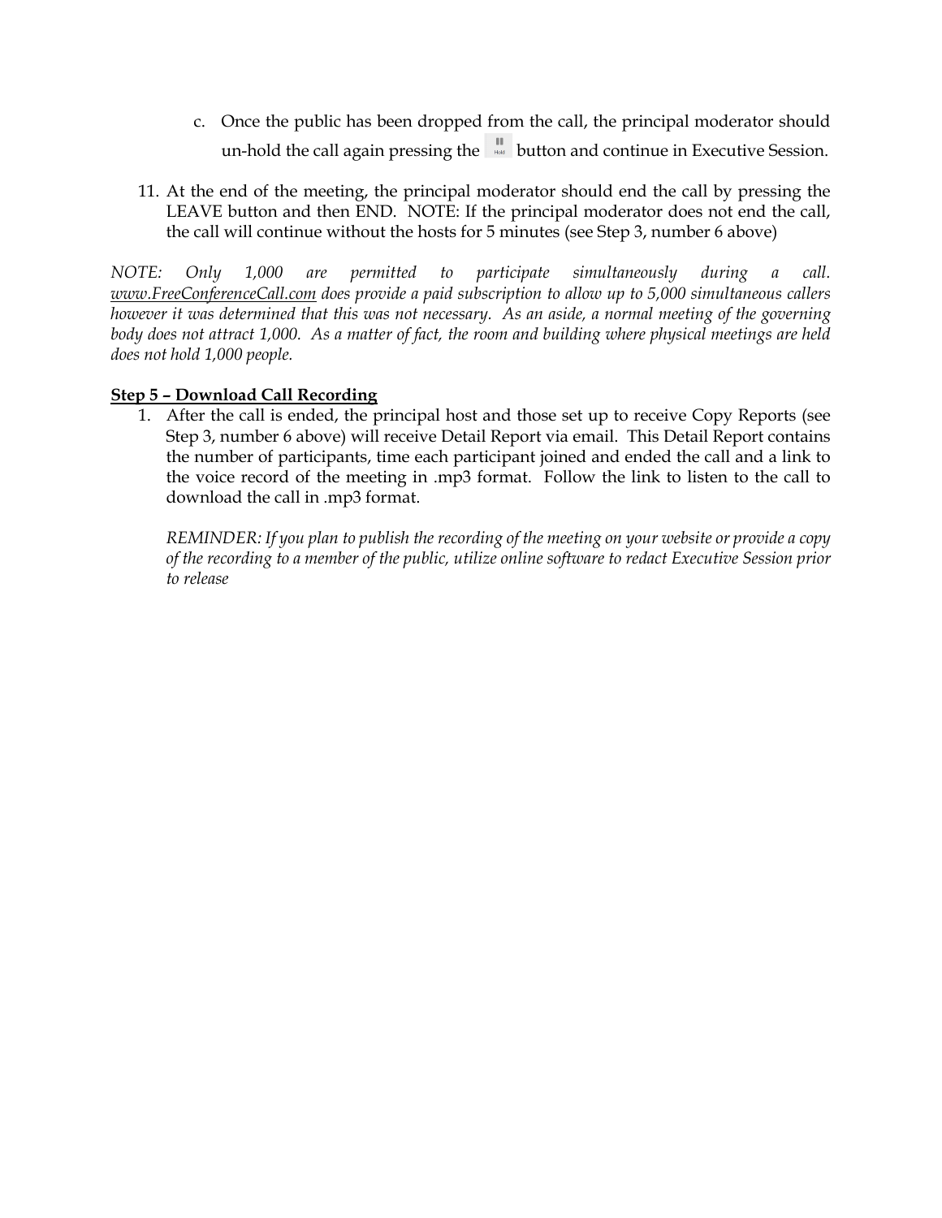c. Once the public has been dropped from the call, the principal moderator should un-hold the call again pressing the Hold button and continue in Executive Session.

11. At the end of the meeting, the principal moderator should end the call by pressing the LEAVE button and then END. NOTE: If the principal moderator does not end the call, the call will continue without the hosts for 5 minutes (see Step 3, number 6 above)

*NOTE: Only 1,000 are permitted to participate simultaneously during a call. www.FreeConferenceCall.com does provide a paid subscription to allow up to 5,000 simultaneous callers however it was determined that this was not necessary. As an aside, a normal meeting of the governing body does not attract 1,000. As a matter of fact, the room and building where physical meetings are held does not hold 1,000 people.*

**Step 5 – Download Call Recording**

1. After the call is ended, the principal host and those set up to receive Copy Reports (see Step 3, number 6 above) will receive Detail Report via email. This Detail Report contains the number of participants, time each participant joined and ended the call and a link to the voice record of the meeting in .mp3 format. Follow the link to listen to the call to download the call in .mp3 format.

   *REMINDER: If you plan to publish the recording of the meeting on your website or provide a copy of the recording to a member of the public, utilize online software to redact Executive Session prior to release*